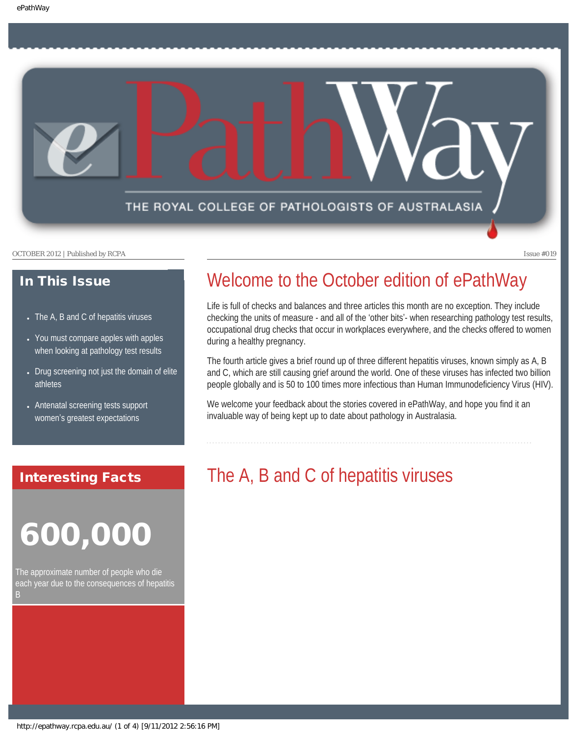# ePathWay

THE ROYAL COLLEGE OF PATHOLOGISTS OF AUSTRALASIA

OCTOBER 2012 | Published by RCPA

Issue #019

## In This Issue

- The A, B and C of hepatitis viruses
- You must compare apples with apples when looking at pathology test results
- Drug screening not just the domain of elite athletes
- Antenatal screening tests support women's greatest expectations

## Interesting Facts

**600,000**

The approximate number of people who die each year due to the consequences of hepatitis B

## Welcome to the October edition of ePathWay

Life is full of checks and balances and three articles this month are no exception. They include checking the units of measure - and all of the 'other bits'- when researching pathology test results, occupational drug checks that occur in workplaces everywhere, and the checks offered to women during a healthy pregnancy.

The fourth article gives a brief round up of three different hepatitis viruses, known simply as A, B and C, which are still causing grief around the world. One of these viruses has infected two billion people globally and is 50 to 100 times more infectious than Human Immunodeficiency Virus (HIV).

We welcome your feedback about the stories covered in ePathWay, and hope you find it an invaluable way of being kept up to date about pathology in Australasia.

## The A, B and C of hepatitis viruses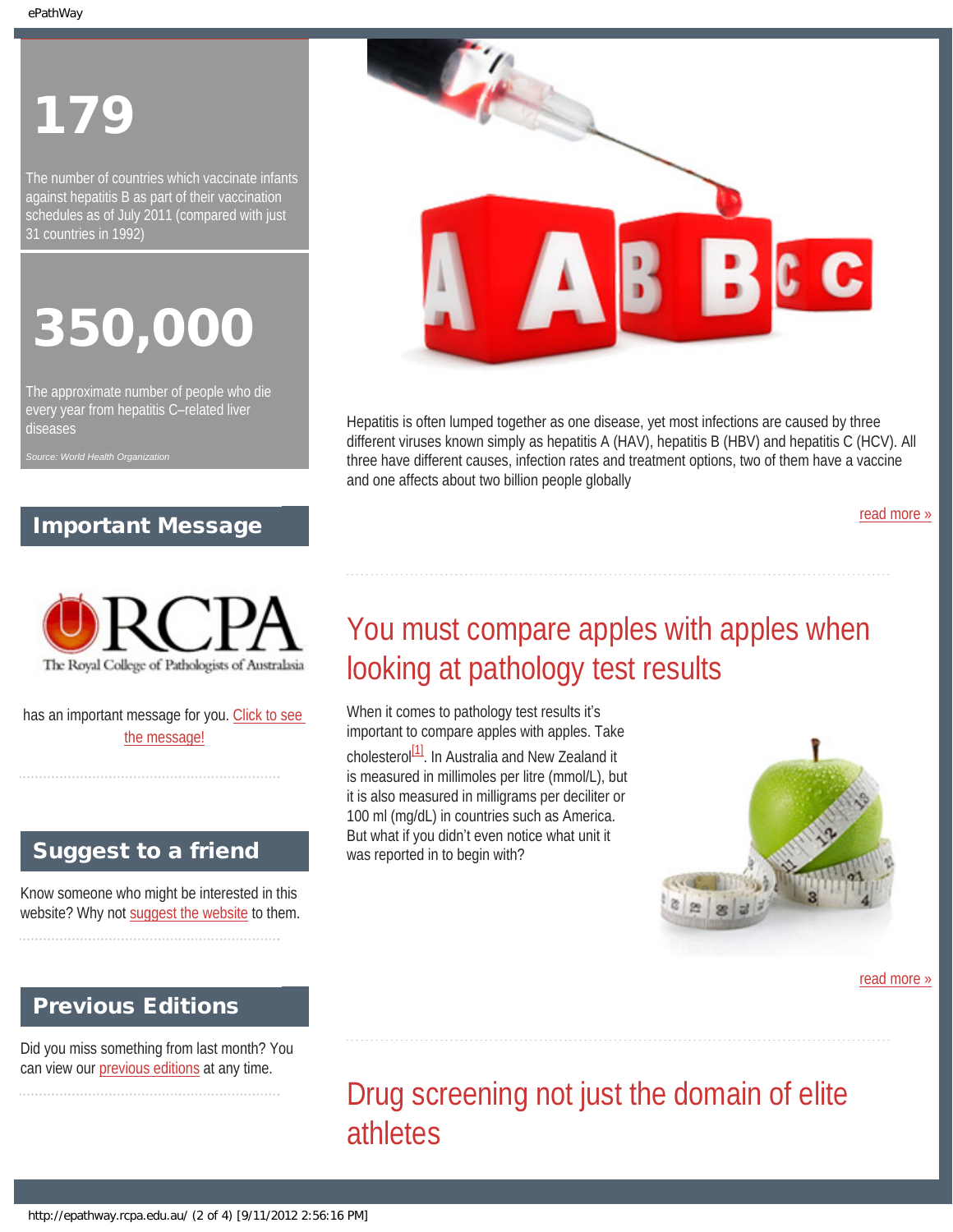# 179

The number of countries which vaccinate infants against hepatitis B as part of their vaccination schedules as of July 2011 (compared with just 31 countries in 1992)

# 350,000

The approximate number of people who die every year from hepatitis C–related liver diseases

*Source: World Health Organization*

## Important Message

The Royal College of Pathologists of Australasia

has an important message for you. Click to see the message!

## Suggest to a friend

Know someone who might be interested in this website? Why not suggest the website to them.

## Previous Editions

Did you miss something from last month? You can view our previous editions at any time.

Hepatitis is often lumped together as one disease, yet most infections are caused by three different viruses known simply as hepatitis A (HAV), hepatitis B (HBV) and hepatitis C (HCV). All three have different causes, infection rates and treatment options, two of them have a vaccine and one affects about two billion people globally

read more »

## You must compare apples with apples when looking at pathology test results

When it comes to pathology test results it's important to compare apples with apples. Take cholesterol[1]. In Australia and New Zealand it is measured in millimoles per litre (mmol/L), but it is also measured in milligrams per deciliter or 100 ml (mg/dL) in countries such as America. But what if you didn't even notice what unit it was reported in to begin with?

read more »

## Drug screening not just the domain of elite athletes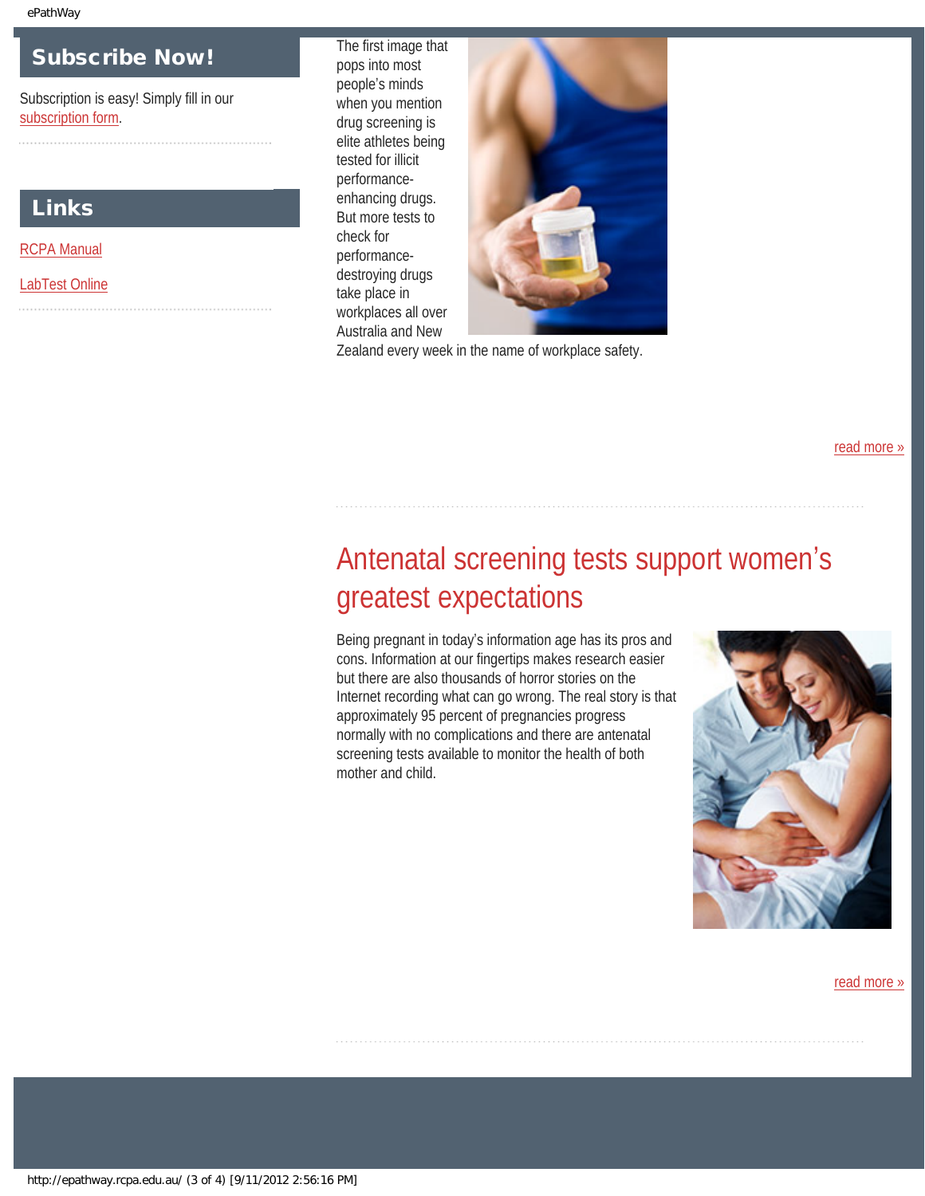## Subscribe Now!

Subscription is easy! Simply fill in our subscription form.

## Links

RCPA Manual

LabTest Online

The first image that pops into most people's minds when you mention drug screening is elite athletes being tested for illicit performance-enhancing drugs. But more tests to check for performance-destroying drugs take place in workplaces all over Australia and New Zealand every week in the name of workplace safety.

read more »

## Antenatal screening tests support women's greatest expectations

Being pregnant in today's information age has its pros and cons. Information at our fingertips makes research easier but there are also thousands of horror stories on the Internet recording what can go wrong. The real story is that approximately 95 percent of pregnancies progress normally with no complications and there are antenatal screening tests available to monitor the health of both mother and child.

read more »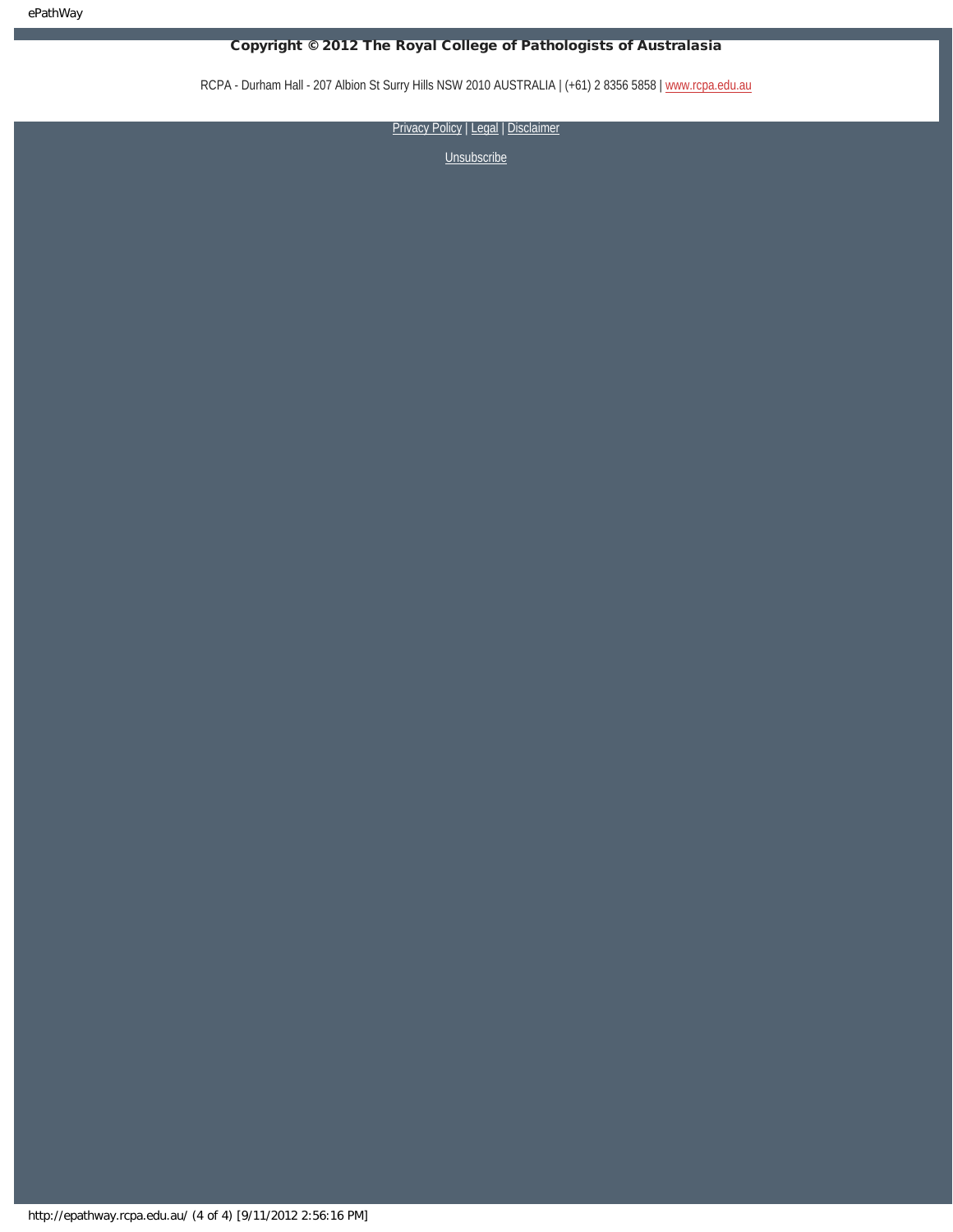**Copyright © 2012 The Royal College of Pathologists of Australasia**

RCPA - Durham Hall - 207 Albion St Surry Hills NSW 2010 AUSTRALIA | (+61) 2 8356 5858 | www.rcpa.edu.au

Privacy Policy | Legal | Disclaimer

Unsubscribe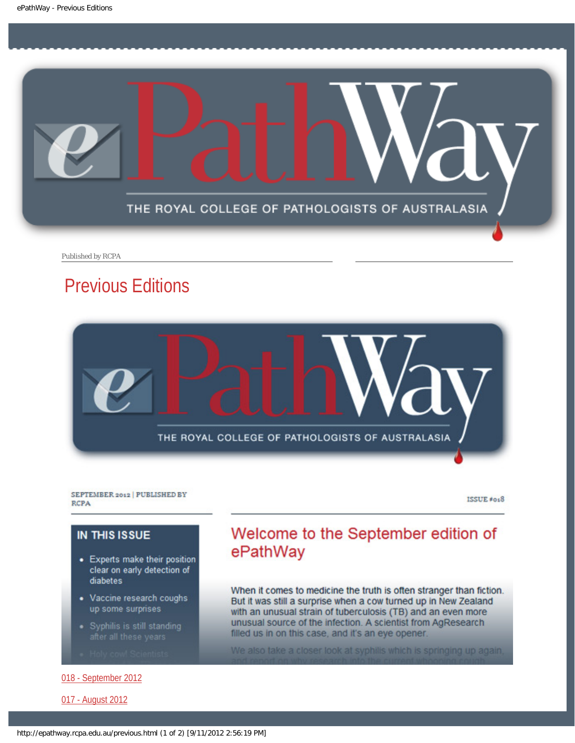Published by RCPA

# Previous Editions

SEPTEMBER 2012 | PUBLISHED BY RCPA

ISSUE #018

**IN THIS ISSUE**

- Experts make their position clear on early detection of diabetes
- Vaccine research coughs up some surprises
- Syphilis is still standing after all these years
- Holy cow! Scientists

## Welcome to the September edition of ePathWay

When it comes to medicine the truth is often stranger than fiction. But it was still a surprise when a cow turned up in New Zealand with an unusual strain of tuberculosis (TB) and an even more unusual source of the infection. A scientist from AgResearch filled us in on this case, and it's an eye opener.

We also take a closer look at syphilis which is springing up again, and report on why research into the current whooping cough

[018 - September 2012](http://epathway.rcpa.edu.au/previous.html)

[017 - August 2012](http://epathway.rcpa.edu.au/previous.html)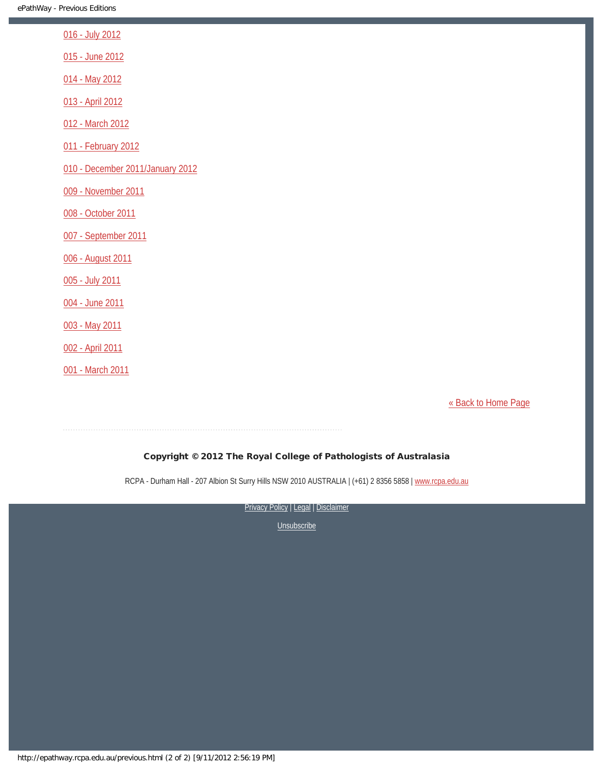016 - July 2012

015 - June 2012

014 - May 2012

013 - April 2012

012 - March 2012

011 - February 2012

010 - December 2011/January 2012

009 - November 2011

008 - October 2011

007 - September 2011

006 - August 2011

005 - July 2011

004 - June 2011

003 - May 2011

002 - April 2011

001 - March 2011

« Back to Home Page

**Copyright © 2012 The Royal College of Pathologists of Australasia**

RCPA - Durham Hall - 207 Albion St Surry Hills NSW 2010 AUSTRALIA | (+61) 2 8356 5858 | www.rcpa.edu.au

Privacy Policy | Legal | Disclaimer

Unsubscribe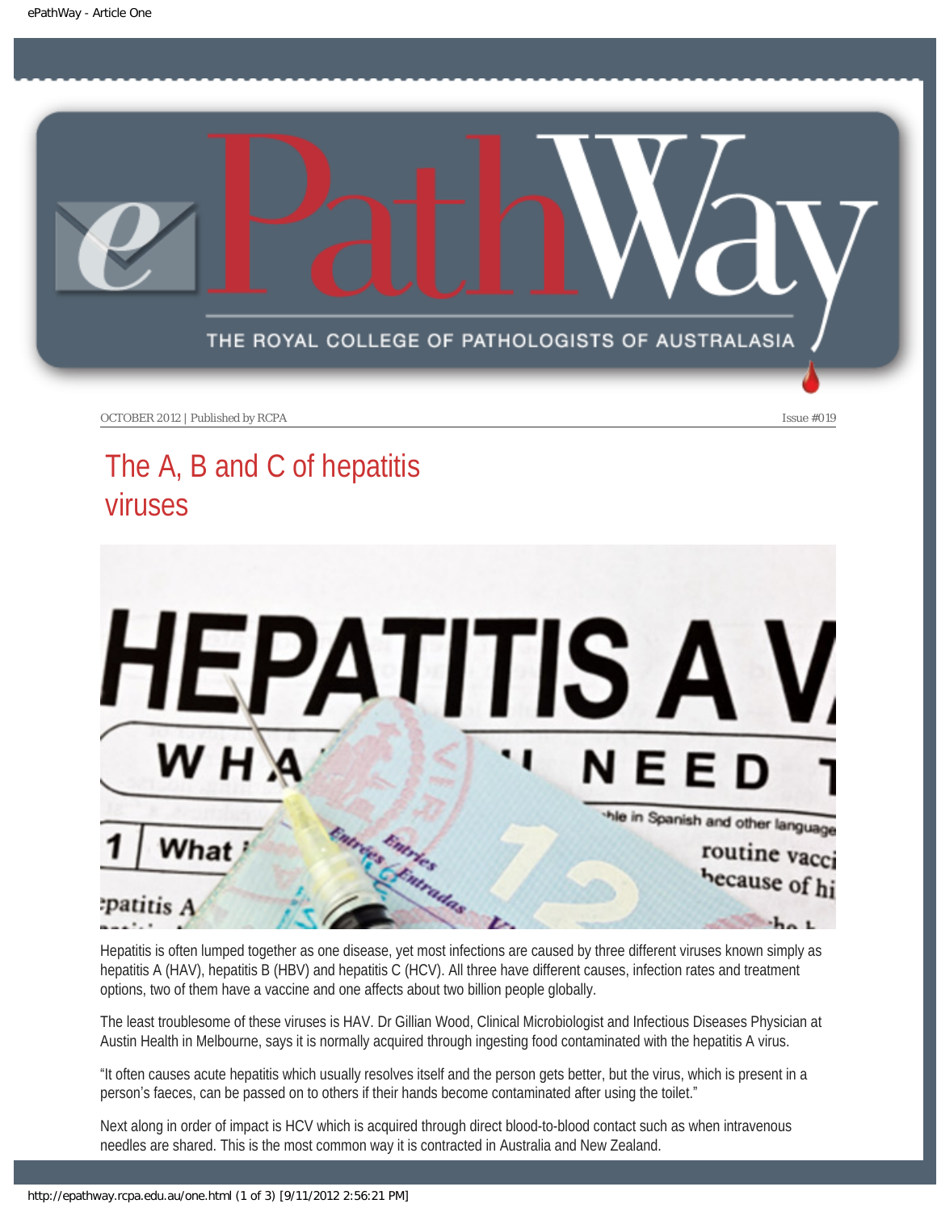# The A, B and C of hepatitis viruses

Hepatitis is often lumped together as one disease, yet most infections are caused by three different viruses known simply as hepatitis A (HAV), hepatitis B (HBV) and hepatitis C (HCV). All three have different causes, infection rates and treatment options, two of them have a vaccine and one affects about two billion people globally.

The least troublesome of these viruses is HAV. Dr Gillian Wood, Clinical Microbiologist and Infectious Diseases Physician at Austin Health in Melbourne, says it is normally acquired through ingesting food contaminated with the hepatitis A virus.

"It often causes acute hepatitis which usually resolves itself and the person gets better, but the virus, which is present in a person's faeces, can be passed on to others if their hands become contaminated after using the toilet."

Next along in order of impact is HCV which is acquired through direct blood-to-blood contact such as when intravenous needles are shared. This is the most common way it is contracted in Australia and New Zealand.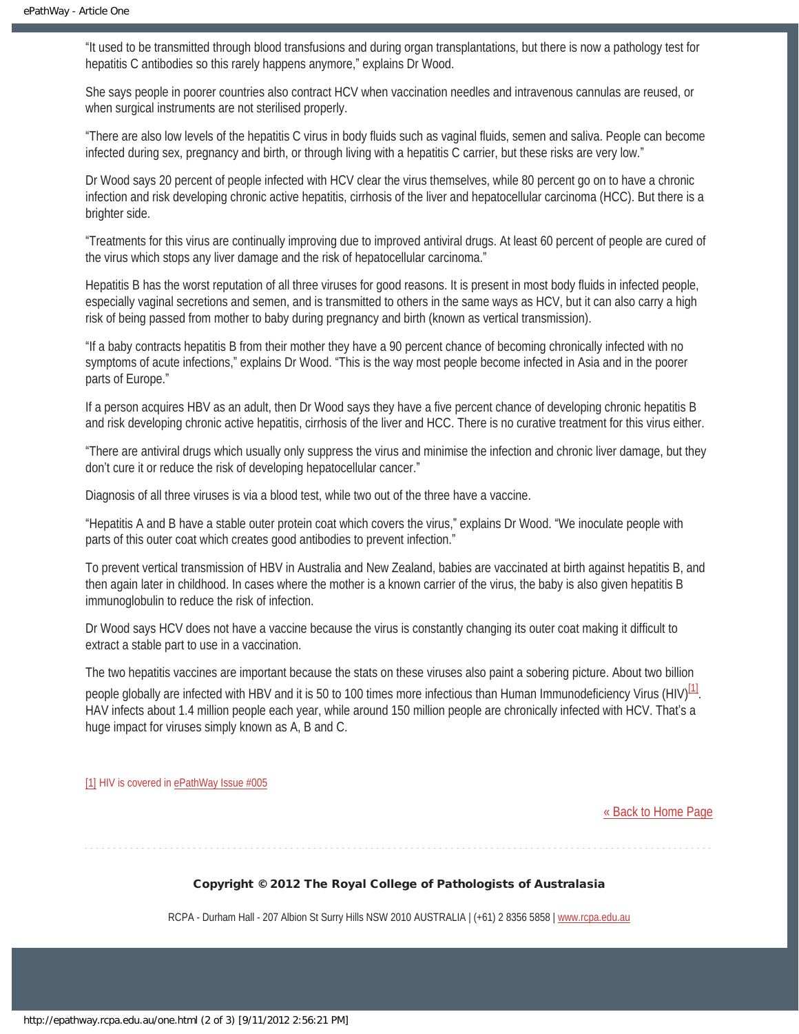"It used to be transmitted through blood transfusions and during organ transplantations, but there is now a pathology test for hepatitis C antibodies so this rarely happens anymore," explains Dr Wood.

She says people in poorer countries also contract HCV when vaccination needles and intravenous cannulas are reused, or when surgical instruments are not sterilised properly.

"There are also low levels of the hepatitis C virus in body fluids such as vaginal fluids, semen and saliva. People can become infected during sex, pregnancy and birth, or through living with a hepatitis C carrier, but these risks are very low."

Dr Wood says 20 percent of people infected with HCV clear the virus themselves, while 80 percent go on to have a chronic infection and risk developing chronic active hepatitis, cirrhosis of the liver and hepatocellular carcinoma (HCC). But there is a brighter side.

"Treatments for this virus are continually improving due to improved antiviral drugs. At least 60 percent of people are cured of the virus which stops any liver damage and the risk of hepatocellular carcinoma."

Hepatitis B has the worst reputation of all three viruses for good reasons. It is present in most body fluids in infected people, especially vaginal secretions and semen, and is transmitted to others in the same ways as HCV, but it can also carry a high risk of being passed from mother to baby during pregnancy and birth (known as vertical transmission).

"If a baby contracts hepatitis B from their mother they have a 90 percent chance of becoming chronically infected with no symptoms of acute infections," explains Dr Wood. "This is the way most people become infected in Asia and in the poorer parts of Europe."

If a person acquires HBV as an adult, then Dr Wood says they have a five percent chance of developing chronic hepatitis B and risk developing chronic active hepatitis, cirrhosis of the liver and HCC. There is no curative treatment for this virus either.

"There are antiviral drugs which usually only suppress the virus and minimise the infection and chronic liver damage, but they don't cure it or reduce the risk of developing hepatocellular cancer."

Diagnosis of all three viruses is via a blood test, while two out of the three have a vaccine.

"Hepatitis A and B have a stable outer protein coat which covers the virus," explains Dr Wood. "We inoculate people with parts of this outer coat which creates good antibodies to prevent infection."

To prevent vertical transmission of HBV in Australia and New Zealand, babies are vaccinated at birth against hepatitis B, and then again later in childhood. In cases where the mother is a known carrier of the virus, the baby is also given hepatitis B immunoglobulin to reduce the risk of infection.

Dr Wood says HCV does not have a vaccine because the virus is constantly changing its outer coat making it difficult to extract a stable part to use in a vaccination.

The two hepatitis vaccines are important because the stats on these viruses also paint a sobering picture. About two billion people globally are infected with HBV and it is 50 to 100 times more infectious than Human Immunodeficiency Virus (HIV)[1]. HAV infects about 1.4 million people each year, while around 150 million people are chronically infected with HCV. That's a huge impact for viruses simply known as A, B and C.

[1] HIV is covered in ePathWay Issue #005

« Back to Home Page

**Copyright © 2012 The Royal College of Pathologists of Australasia**

RCPA - Durham Hall - 207 Albion St Surry Hills NSW 2010 AUSTRALIA | (+61) 2 8356 5858 | www.rcpa.edu.au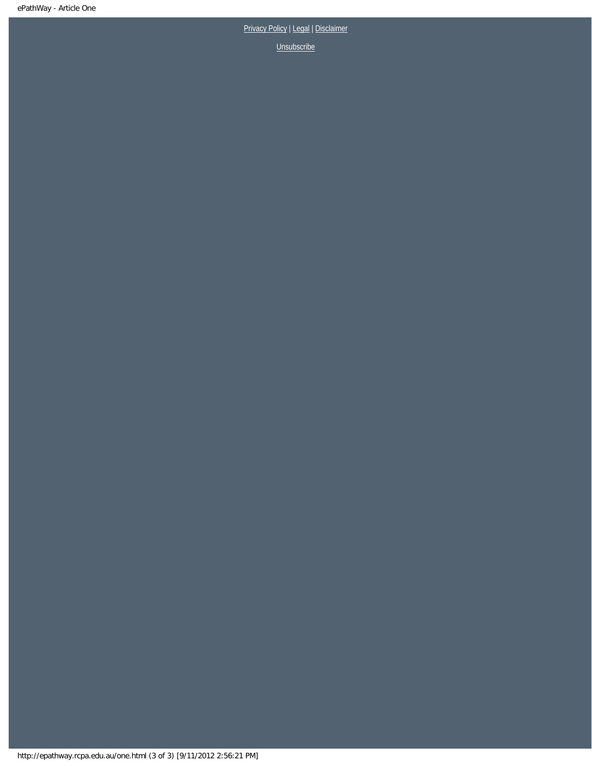Privacy Policy | Legal | Disclaimer

Unsubscribe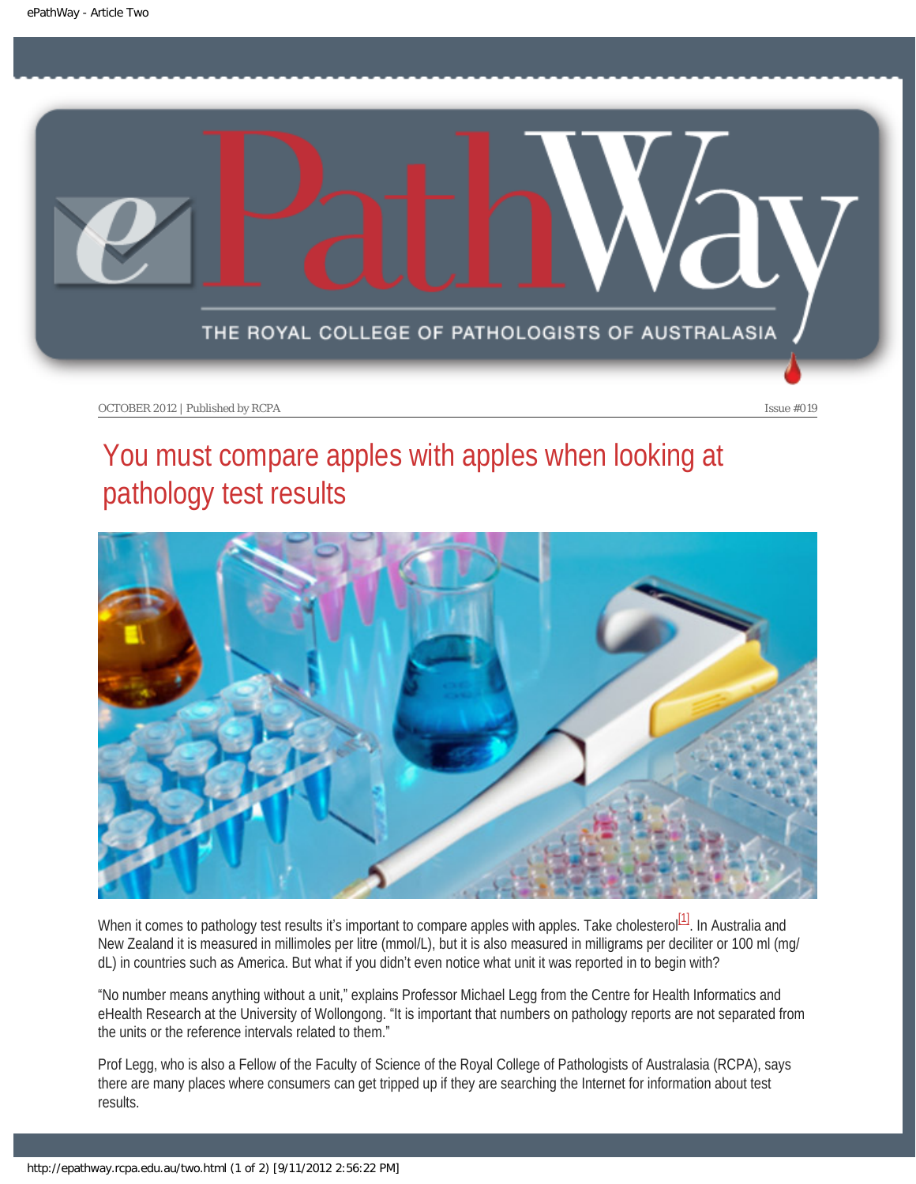OCTOBER 2012 | Published by RCPA

Issue #019

# You must compare apples with apples when looking at pathology test results

When it comes to pathology test results it's important to compare apples with apples. Take cholesterol[1]. In Australia and New Zealand it is measured in millimoles per litre (mmol/L), but it is also measured in milligrams per deciliter or 100 ml (mg/dL) in countries such as America. But what if you didn't even notice what unit it was reported in to begin with?

"No number means anything without a unit," explains Professor Michael Legg from the Centre for Health Informatics and eHealth Research at the University of Wollongong. "It is important that numbers on pathology reports are not separated from the units or the reference intervals related to them."

Prof Legg, who is also a Fellow of the Faculty of Science of the Royal College of Pathologists of Australasia (RCPA), says there are many places where consumers can get tripped up if they are searching the Internet for information about test results.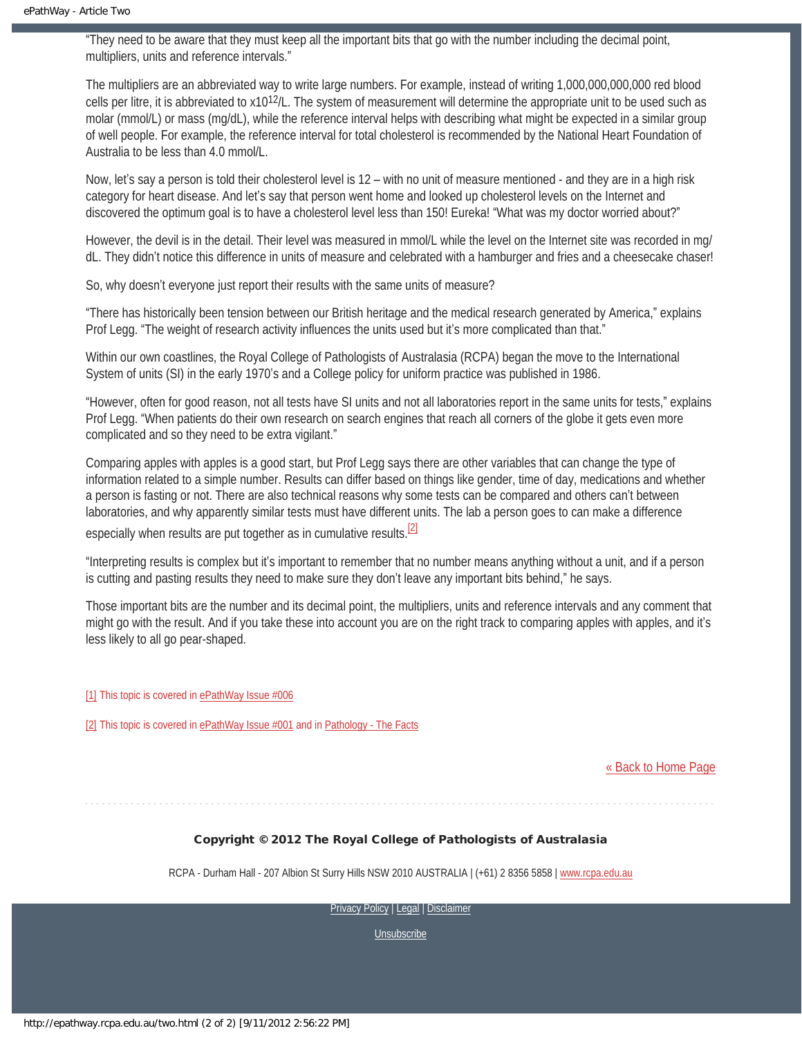"They need to be aware that they must keep all the important bits that go with the number including the decimal point, multipliers, units and reference intervals."

The multipliers are an abbreviated way to write large numbers. For example, instead of writing 1,000,000,000,000 red blood cells per litre, it is abbreviated to $x10^{12}$/L. The system of measurement will determine the appropriate unit to be used such as molar (mmol/L) or mass (mg/dL), while the reference interval helps with describing what might be expected in a similar group of well people. For example, the reference interval for total cholesterol is recommended by the National Heart Foundation of Australia to be less than 4.0 mmol/L.

Now, let's say a person is told their cholesterol level is 12 – with no unit of measure mentioned - and they are in a high risk category for heart disease. And let's say that person went home and looked up cholesterol levels on the Internet and discovered the optimum goal is to have a cholesterol level less than 150! Eureka! "What was my doctor worried about?"

However, the devil is in the detail. Their level was measured in mmol/L while the level on the Internet site was recorded in mg/dL. They didn't notice this difference in units of measure and celebrated with a hamburger and fries and a cheesecake chaser!

So, why doesn't everyone just report their results with the same units of measure?

"There has historically been tension between our British heritage and the medical research generated by America," explains Prof Legg. "The weight of research activity influences the units used but it's more complicated than that."

Within our own coastlines, the Royal College of Pathologists of Australasia (RCPA) began the move to the International System of units (SI) in the early 1970's and a College policy for uniform practice was published in 1986.

"However, often for good reason, not all tests have SI units and not all laboratories report in the same units for tests," explains Prof Legg. "When patients do their own research on search engines that reach all corners of the globe it gets even more complicated and so they need to be extra vigilant."

Comparing apples with apples is a good start, but Prof Legg says there are other variables that can change the type of information related to a simple number. Results can differ based on things like gender, time of day, medications and whether a person is fasting or not. There are also technical reasons why some tests can be compared and others can't between laboratories, and why apparently similar tests must have different units. The lab a person goes to can make a difference especially when results are put together as in cumulative results.[2]

"Interpreting results is complex but it's important to remember that no number means anything without a unit, and if a person is cutting and pasting results they need to make sure they don't leave any important bits behind," he says.

Those important bits are the number and its decimal point, the multipliers, units and reference intervals and any comment that might go with the result. And if you take these into account you are on the right track to comparing apples with apples, and it's less likely to all go pear-shaped.

[1] This topic is covered in ePathWay Issue #006

[2] This topic is covered in ePathWay Issue #001 and in Pathology - The Facts

« Back to Home Page

**Copyright © 2012 The Royal College of Pathologists of Australasia**

RCPA - Durham Hall - 207 Albion St Surry Hills NSW 2010 AUSTRALIA | (+61) 2 8356 5858 | www.rcpa.edu.au

Privacy Policy | Legal | Disclaimer

Unsubscribe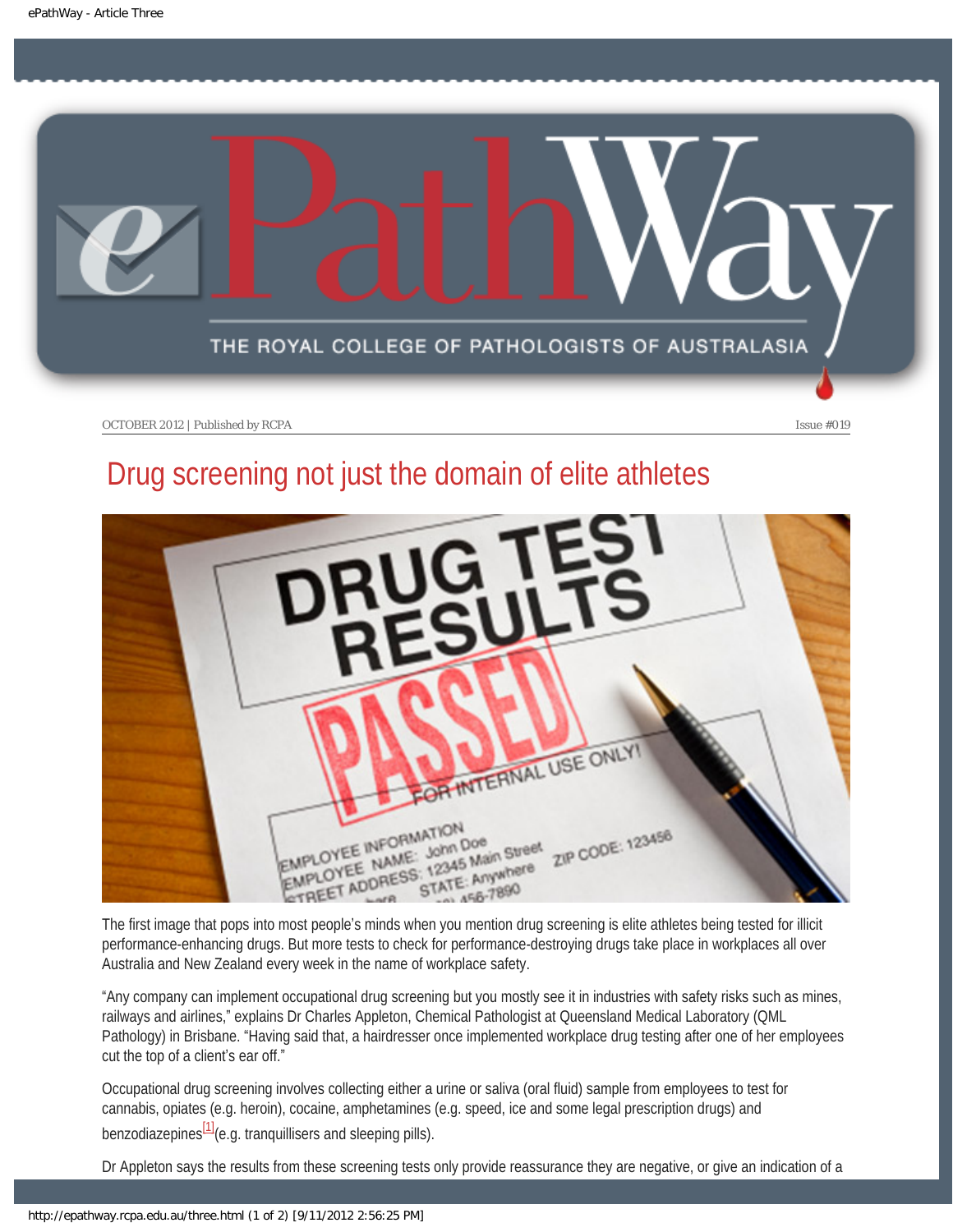OCTOBER 2012 | Published by RCPA  Issue #019

# Drug screening not just the domain of elite athletes

The first image that pops into most people's minds when you mention drug screening is elite athletes being tested for illicit performance-enhancing drugs. But more tests to check for performance-destroying drugs take place in workplaces all over Australia and New Zealand every week in the name of workplace safety.

"Any company can implement occupational drug screening but you mostly see it in industries with safety risks such as mines, railways and airlines," explains Dr Charles Appleton, Chemical Pathologist at Queensland Medical Laboratory (QML Pathology) in Brisbane. "Having said that, a hairdresser once implemented workplace drug testing after one of her employees cut the top of a client's ear off."

Occupational drug screening involves collecting either a urine or saliva (oral fluid) sample from employees to test for cannabis, opiates (e.g. heroin), cocaine, amphetamines (e.g. speed, ice and some legal prescription drugs) and benzodiazepines[1] (e.g. tranquillisers and sleeping pills).

Dr Appleton says the results from these screening tests only provide reassurance they are negative, or give an indication of a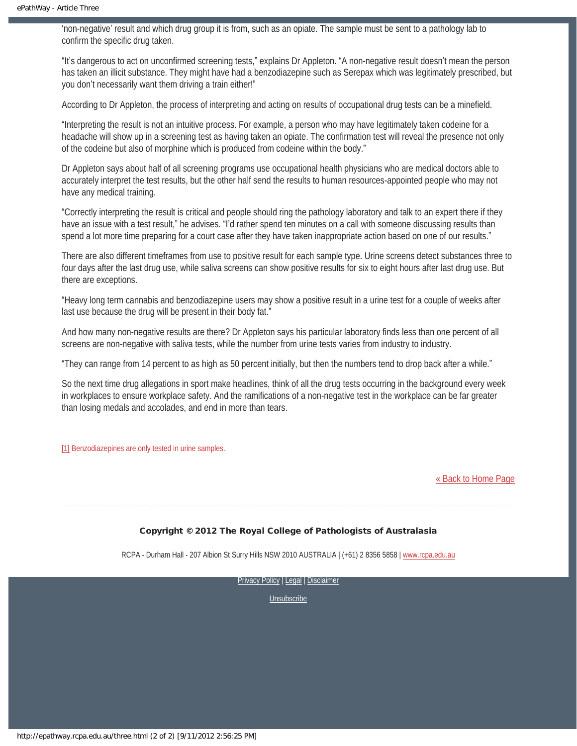'non-negative' result and which drug group it is from, such as an opiate. The sample must be sent to a pathology lab to confirm the specific drug taken.

"It's dangerous to act on unconfirmed screening tests," explains Dr Appleton. "A non-negative result doesn't mean the person has taken an illicit substance. They might have had a benzodiazepine such as Serepax which was legitimately prescribed, but you don't necessarily want them driving a train either!"

According to Dr Appleton, the process of interpreting and acting on results of occupational drug tests can be a minefield.

"Interpreting the result is not an intuitive process. For example, a person who may have legitimately taken codeine for a headache will show up in a screening test as having taken an opiate. The confirmation test will reveal the presence not only of the codeine but also of morphine which is produced from codeine within the body."

Dr Appleton says about half of all screening programs use occupational health physicians who are medical doctors able to accurately interpret the test results, but the other half send the results to human resources-appointed people who may not have any medical training.

"Correctly interpreting the result is critical and people should ring the pathology laboratory and talk to an expert there if they have an issue with a test result," he advises. "I'd rather spend ten minutes on a call with someone discussing results than spend a lot more time preparing for a court case after they have taken inappropriate action based on one of our results."

There are also different timeframes from use to positive result for each sample type. Urine screens detect substances three to four days after the last drug use, while saliva screens can show positive results for six to eight hours after last drug use. But there are exceptions.

"Heavy long term cannabis and benzodiazepine users may show a positive result in a urine test for a couple of weeks after last use because the drug will be present in their body fat."

And how many non-negative results are there? Dr Appleton says his particular laboratory finds less than one percent of all screens are non-negative with saliva tests, while the number from urine tests varies from industry to industry.

"They can range from 14 percent to as high as 50 percent initially, but then the numbers tend to drop back after a while."

So the next time drug allegations in sport make headlines, think of all the drug tests occurring in the background every week in workplaces to ensure workplace safety. And the ramifications of a non-negative test in the workplace can be far greater than losing medals and accolades, and end in more than tears.

[1] Benzodiazepines are only tested in urine samples.

« Back to Home Page

**Copyright © 2012 The Royal College of Pathologists of Australasia**

RCPA - Durham Hall - 207 Albion St Surry Hills NSW 2010 AUSTRALIA | (+61) 2 8356 5858 | www.rcpa.edu.au

Privacy Policy | Legal | Disclaimer

Unsubscribe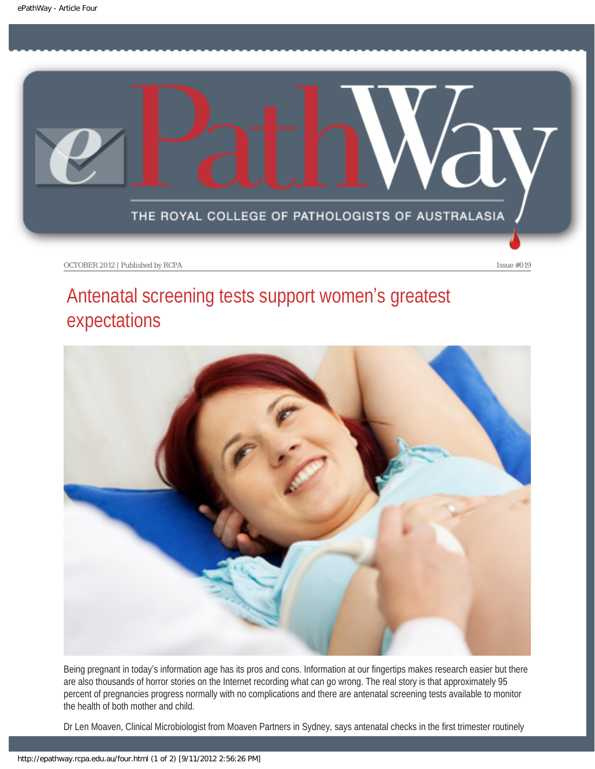OCTOBER 2012 | Published by RCPA

Issue #019

# Antenatal screening tests support women's greatest expectations

Being pregnant in today's information age has its pros and cons. Information at our fingertips makes research easier but there are also thousands of horror stories on the Internet recording what can go wrong. The real story is that approximately 95 percent of pregnancies progress normally with no complications and there are antenatal screening tests available to monitor the health of both mother and child.

Dr Len Moaven, Clinical Microbiologist from Moaven Partners in Sydney, says antenatal checks in the first trimester routinely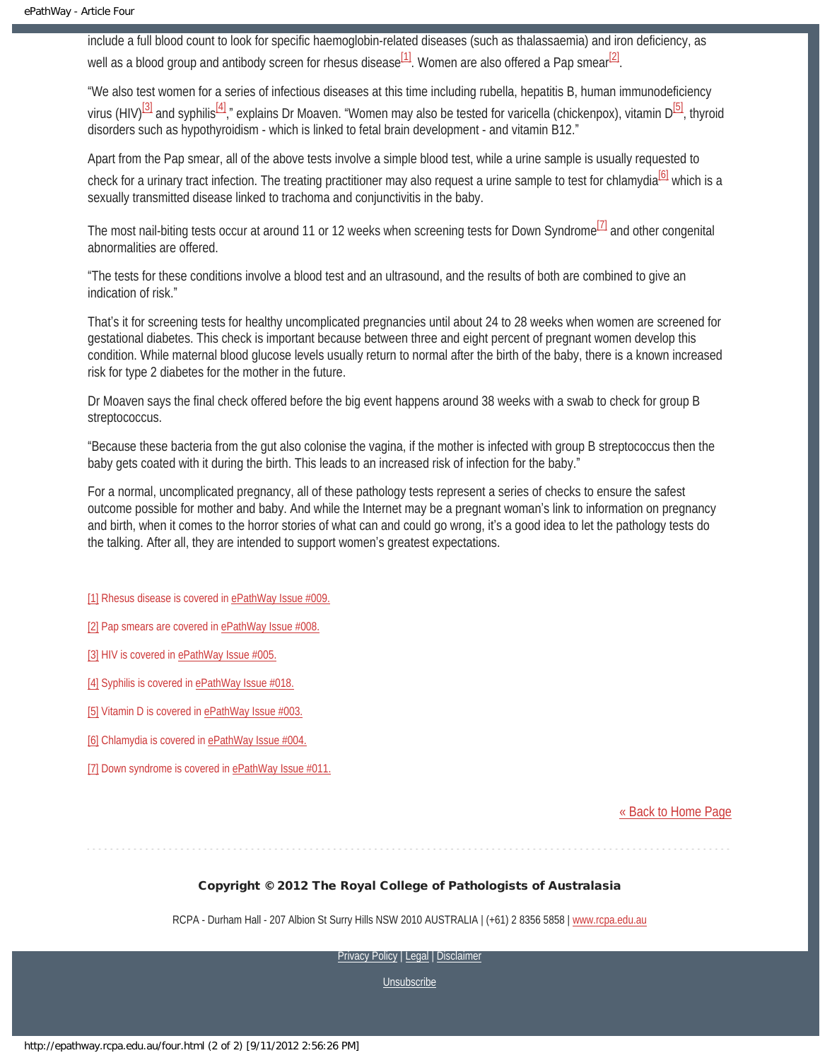include a full blood count to look for specific haemoglobin-related diseases (such as thalassaemia) and iron deficiency, as well as a blood group and antibody screen for rhesus disease[1]. Women are also offered a Pap smear[2].

"We also test women for a series of infectious diseases at this time including rubella, hepatitis B, human immunodeficiency virus (HIV)[3] and syphilis[4]," explains Dr Moaven. "Women may also be tested for varicella (chickenpox), vitamin D[5], thyroid disorders such as hypothyroidism - which is linked to fetal brain development - and vitamin B12."

Apart from the Pap smear, all of the above tests involve a simple blood test, while a urine sample is usually requested to check for a urinary tract infection. The treating practitioner may also request a urine sample to test for chlamydia[6] which is a sexually transmitted disease linked to trachoma and conjunctivitis in the baby.

The most nail-biting tests occur at around 11 or 12 weeks when screening tests for Down Syndrome[7] and other congenital abnormalities are offered.

"The tests for these conditions involve a blood test and an ultrasound, and the results of both are combined to give an indication of risk."

That's it for screening tests for healthy uncomplicated pregnancies until about 24 to 28 weeks when women are screened for gestational diabetes. This check is important because between three and eight percent of pregnant women develop this condition. While maternal blood glucose levels usually return to normal after the birth of the baby, there is a known increased risk for type 2 diabetes for the mother in the future.

Dr Moaven says the final check offered before the big event happens around 38 weeks with a swab to check for group B streptococcus.

"Because these bacteria from the gut also colonise the vagina, if the mother is infected with group B streptococcus then the baby gets coated with it during the birth. This leads to an increased risk of infection for the baby."

For a normal, uncomplicated pregnancy, all of these pathology tests represent a series of checks to ensure the safest outcome possible for mother and baby. And while the Internet may be a pregnant woman's link to information on pregnancy and birth, when it comes to the horror stories of what can and could go wrong, it's a good idea to let the pathology tests do the talking. After all, they are intended to support women's greatest expectations.

[1] Rhesus disease is covered in ePathWay Issue #009.

[2] Pap smears are covered in ePathWay Issue #008.

[3] HIV is covered in ePathWay Issue #005.

[4] Syphilis is covered in ePathWay Issue #018.

[5] Vitamin D is covered in ePathWay Issue #003.

[6] Chlamydia is covered in ePathWay Issue #004.

[7] Down syndrome is covered in ePathWay Issue #011.

« Back to Home Page

**Copyright © 2012 The Royal College of Pathologists of Australasia**

RCPA - Durham Hall - 207 Albion St Surry Hills NSW 2010 AUSTRALIA | (+61) 2 8356 5858 | www.rcpa.edu.au

Privacy Policy | Legal | Disclaimer

Unsubscribe